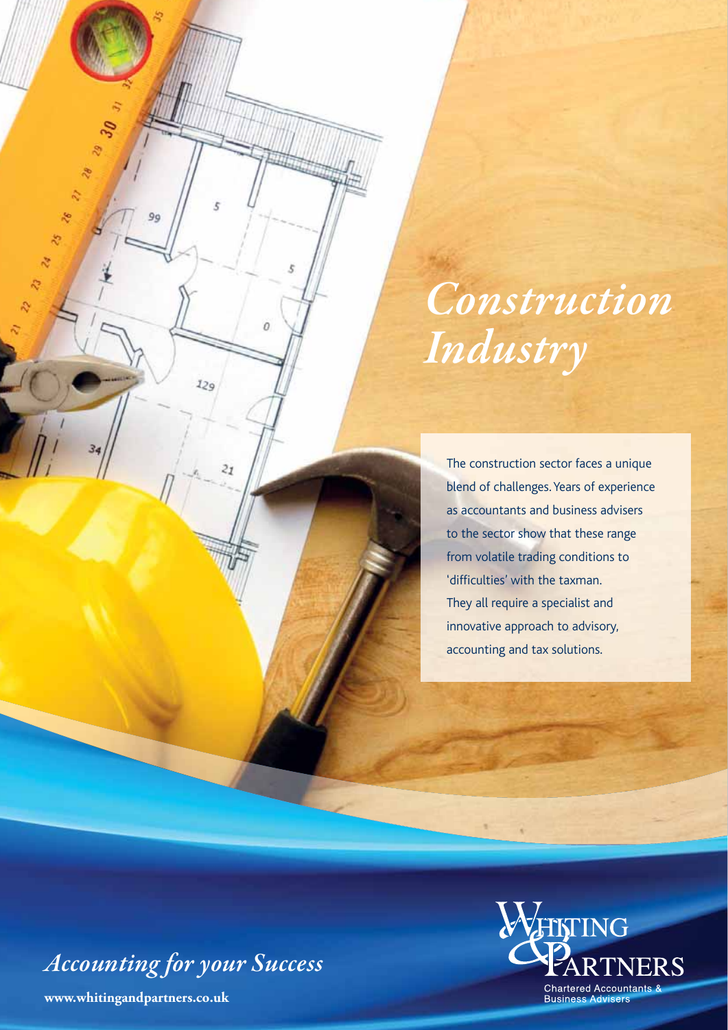# *Construction Industry*

The construction sector faces a unique blend of challenges. Years of experience as accountants and business advisers to the sector show that these range from volatile trading conditions to 'difficulties' with the taxman. They all require a specialist and innovative approach to advisory, accounting and tax solutions.

*Accounting for your Success*

**www.whitingandpartners.co.uk**

Whiting & Partners

Chartered Accountants & Business Advisers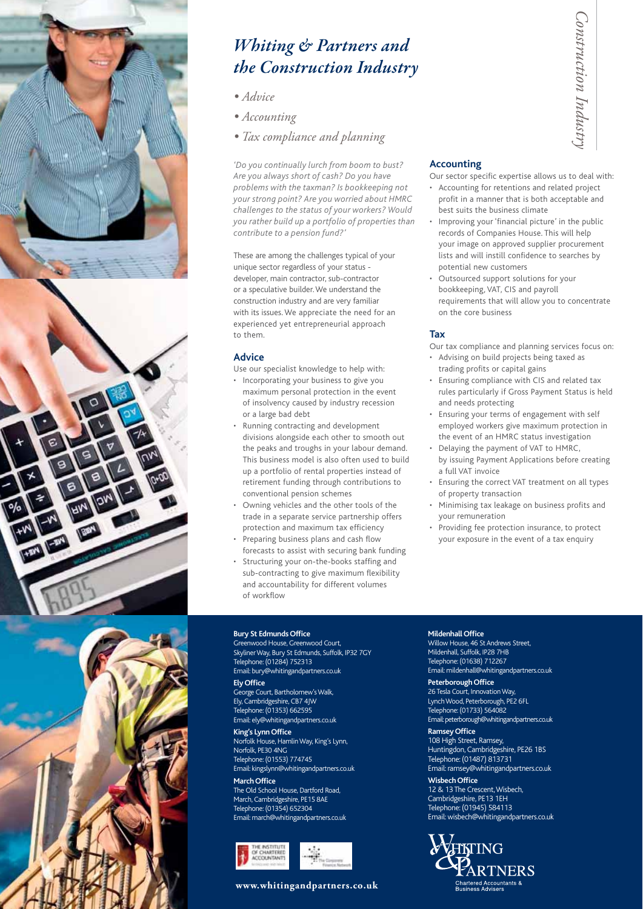# *Whiting & Partners and the Construction Industry*

- *Advice*
- *Accounting*
- *Tax compliance and planning*

*'Do you continually lurch from boom to bust? Are you always short of cash? Do you have problems with the taxman? Is bookkeeping not your strong point? Are you worried about HMRC challenges to the status of your workers? Would you rather build up a portfolio of properties than contribute to a pension fund?'*

These are among the challenges typical of your unique sector regardless of your status - developer, main contractor, sub-contractor or a speculative builder. We understand the construction industry and are very familiar with its issues. We appreciate the need for an experienced yet entrepreneurial approach to them.

## Advice

Use our specialist knowledge to help with:

- Incorporating your business to give you maximum personal protection in the event of insolvency caused by industry recession or a large bad debt
- Running contracting and development divisions alongside each other to smooth out the peaks and troughs in your labour demand. This business model is also often used to build up a portfolio of rental properties instead of retirement funding through contributions to conventional pension schemes
- Owning vehicles and the other tools of the trade in a separate service partnership offers protection and maximum tax efficiency
- Preparing business plans and cash flow forecasts to assist with securing bank funding
- Structuring your on-the-books staffing and sub-contracting to give maximum flexibility and accountability for different volumes of workflow

## Accounting

Our sector specific expertise allows us to deal with:

- Accounting for retentions and related project profit in a manner that is both acceptable and best suits the business climate
- Improving your 'financial picture' in the public records of Companies House. This will help your image on approved supplier procurement lists and will instill confidence to searches by potential new customers
- Outsourced support solutions for your bookkeeping, VAT, CIS and payroll requirements that will allow you to concentrate on the core business

## Tax

Our tax compliance and planning services focus on:

- Advising on build projects being taxed as trading profits or capital gains
- Ensuring compliance with CIS and related tax rules particularly if Gross Payment Status is held and needs protecting
- Ensuring your terms of engagement with self employed workers give maximum protection in the event of an HMRC status investigation
- Delaying the payment of VAT to HMRC, by issuing Payment Applications before creating a full VAT invoice
- Ensuring the correct VAT treatment on all types of property transaction
- Minimising tax leakage on business profits and your remuneration
- Providing fee protection insurance, to protect your exposure in the event of a tax enquiry

**Bury St Edmunds Office**
Greenwood House, Greenwood Court,
Skyliner Way, Bury St Edmunds, Suffolk, IP32 7GY
Telephone: (01284) 752313
Email: bury@whitingandpartners.co.uk

**Ely Office**
George Court, Bartholomew's Walk,
Ely, Cambridgeshire, CB7 4JW
Telephone: (01353) 662595
Email: ely@whitingandpartners.co.uk

**King's Lynn Office**
Norfolk House, Hamlin Way, King's Lynn,
Norfolk, PE30 4NG
Telephone: (01553) 774745
Email: kingslynn@whitingandpartners.co.uk

**March Office**
The Old School House, Dartford Road,
March, Cambridgeshire, PE15 8AE
Telephone: (01354) 652304
Email: march@whitingandpartners.co.uk

**Mildenhall Office**
Willow House, 46 St Andrews Street,
Mildenhall, Suffolk, IP28 7HB
Telephone: (01638) 712267
Email: mildenhall@whitingandpartners.co.uk

**Peterborough Office**
26 Tesla Court, Innovation Way,
Lynch Wood, Peterborough, PE2 6FL
Telephone: (01733) 564082
Email: peterborough@whitingandpartners.co.uk

**Ramsey Office**
108 High Street, Ramsey,
Huntingdon, Cambridgeshire, PE26 1BS
Telephone: (01487) 813731
Email: ramsey@whitingandpartners.co.uk

**Wisbech Office**
12 & 13 The Crescent, Wisbech,
Cambridgeshire, PE13 1EH
Telephone: (01945) 584113
Email: wisbech@whitingandpartners.co.uk

**www.whitingandpartners.co.uk**

WHITING & PARTNERS
Chartered Accountants & Business Advisers